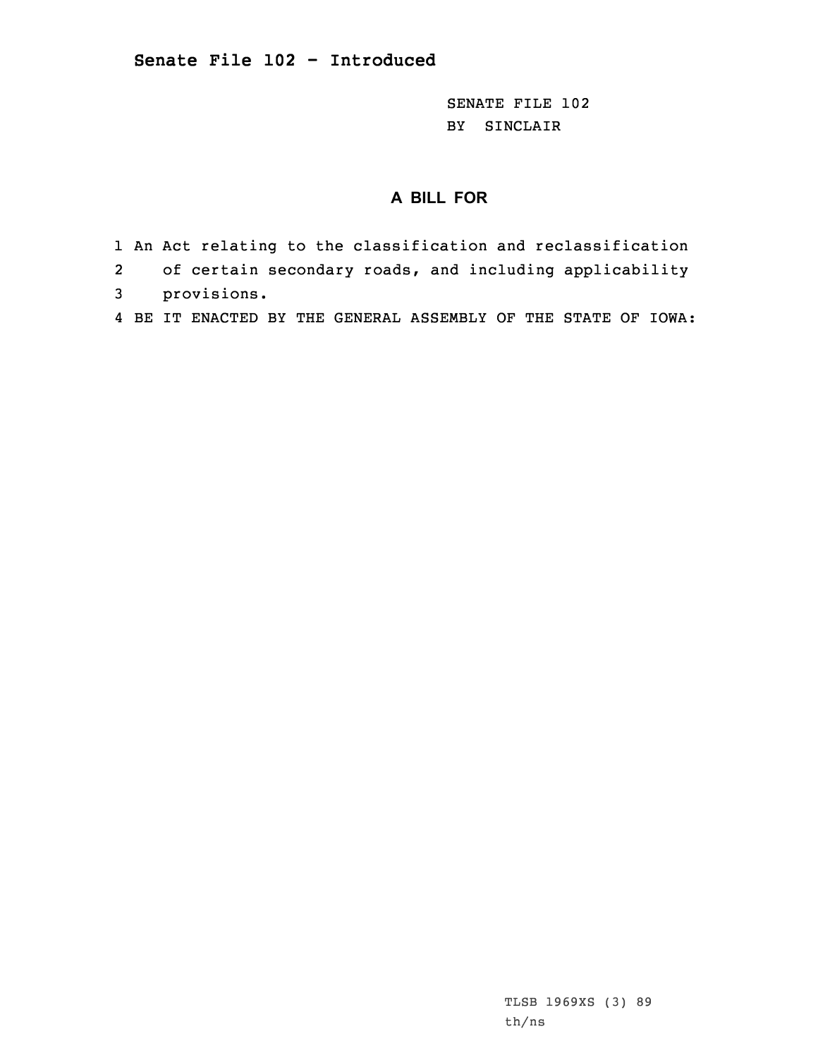## Senate File 102 - Introduced

SENATE FILE 102
BY SINCLAIR

**A BILL FOR**

1 An Act relating to the classification and reclassification
2 of certain secondary roads, and including applicability
3 provisions.
4 BE IT ENACTED BY THE GENERAL ASSEMBLY OF THE STATE OF IOWA:

TLSB 1969XS (3) 89
th/ns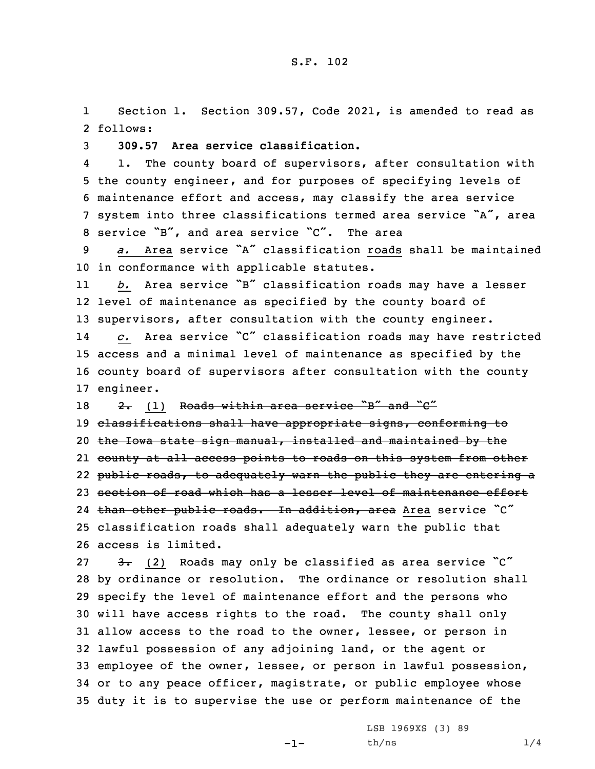S.F. 102

Section 1. Section 309.57, Code 2021, is amended to read as follows:

**309.57 Area service classification.**

1. The county board of supervisors, after consultation with the county engineer, and for purposes of specifying levels of maintenance effort and access, may classify the area service system into three classifications termed area service "A", area service "B", and area service "C". ~~The area~~

*a.* Area service "A" classification roads shall be maintained in conformance with applicable statutes.

*b.* Area service "B" classification roads may have a lesser level of maintenance as specified by the county board of supervisors, after consultation with the county engineer.

*c.* Area service "C" classification roads may have restricted access and a minimal level of maintenance as specified by the county board of supervisors after consultation with the county engineer.

~~2.~~ (1) ~~Roads within area service "B" and "C" classifications shall have appropriate signs, conforming to the Iowa state sign manual, installed and maintained by the county at all access points to roads on this system from other public roads, to adequately warn the public they are entering a section of road which has a lesser level of maintenance effort than other public roads. In addition, area~~ Area service "C" classification roads shall adequately warn the public that access is limited.

~~3.~~ (2) Roads may only be classified as area service "C" by ordinance or resolution. The ordinance or resolution shall specify the level of maintenance effort and the persons who will have access rights to the road. The county shall only allow access to the road to the owner, lessee, or person in lawful possession of any adjoining land, or the agent or employee of the owner, lessee, or person in lawful possession, or to any peace officer, magistrate, or public employee whose duty it is to supervise the use or perform maintenance of the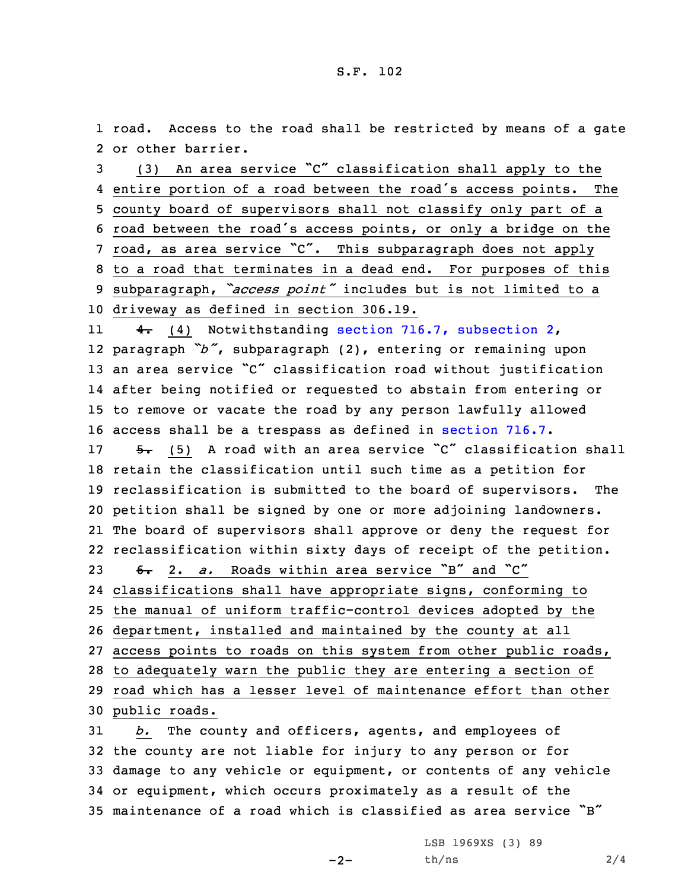road. Access to the road shall be restricted by means of a gate or other barrier.

(3) An area service "C" classification shall apply to the entire portion of a road between the road's access points. The county board of supervisors shall not classify only part of a road between the road's access points, or only a bridge on the road, as area service "C". This subparagraph does not apply to a road that terminates in a dead end. For purposes of this subparagraph, *"access point"* includes but is not limited to a driveway as defined in section 306.19.

~~4.~~ (4) Notwithstanding section 716.7, subsection 2, paragraph *"b"*, subparagraph (2), entering or remaining upon an area service "C" classification road without justification after being notified or requested to abstain from entering or to remove or vacate the road by any person lawfully allowed access shall be a trespass as defined in section 716.7.

~~5.~~ (5) A road with an area service "C" classification shall retain the classification until such time as a petition for reclassification is submitted to the board of supervisors. The petition shall be signed by one or more adjoining landowners. The board of supervisors shall approve or deny the request for reclassification within sixty days of receipt of the petition.

~~6.~~ 2. *a.* Roads within area service "B" and "C" classifications shall have appropriate signs, conforming to the manual of uniform traffic-control devices adopted by the department, installed and maintained by the county at all access points to roads on this system from other public roads, to adequately warn the public they are entering a section of road which has a lesser level of maintenance effort than other public roads.

*b.* The county and officers, agents, and employees of the county are not liable for injury to any person or for damage to any vehicle or equipment, or contents of any vehicle or equipment, which occurs proximately as a result of the maintenance of a road which is classified as area service "B"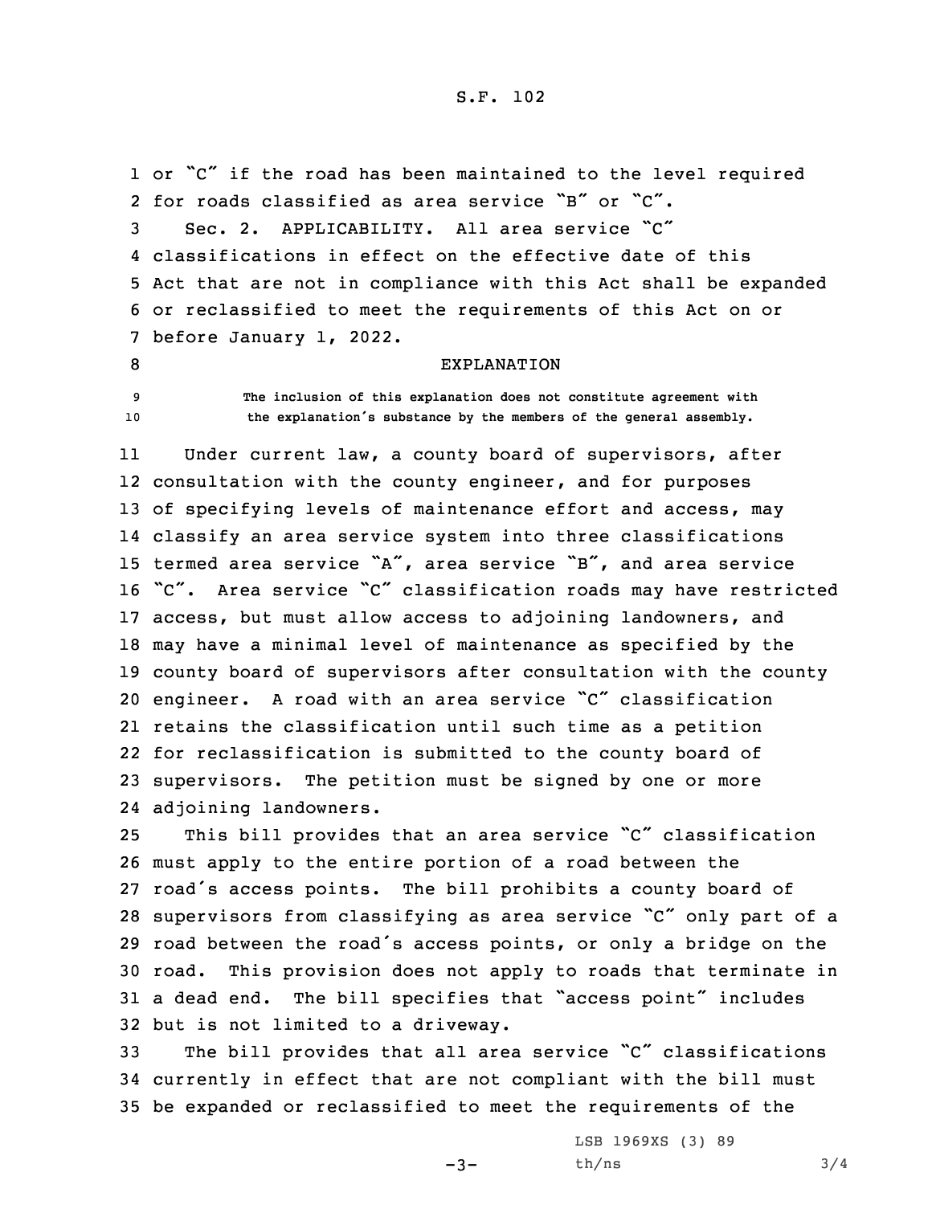or "C" if the road has been maintained to the level required for roads classified as area service "B" or "C".

Sec. 2. APPLICABILITY. All area service "C" classifications in effect on the effective date of this Act that are not in compliance with this Act shall be expanded or reclassified to meet the requirements of this Act on or before January 1, 2022.

EXPLANATION

The inclusion of this explanation does not constitute agreement with the explanation's substance by the members of the general assembly.

Under current law, a county board of supervisors, after consultation with the county engineer, and for purposes of specifying levels of maintenance effort and access, may classify an area service system into three classifications termed area service "A", area service "B", and area service "C". Area service "C" classification roads may have restricted access, but must allow access to adjoining landowners, and may have a minimal level of maintenance as specified by the county board of supervisors after consultation with the county engineer. A road with an area service "C" classification retains the classification until such time as a petition for reclassification is submitted to the county board of supervisors. The petition must be signed by one or more adjoining landowners.

This bill provides that an area service "C" classification must apply to the entire portion of a road between the road's access points. The bill prohibits a county board of supervisors from classifying as area service "C" only part of a road between the road's access points, or only a bridge on the road. This provision does not apply to roads that terminate in a dead end. The bill specifies that "access point" includes but is not limited to a driveway.

The bill provides that all area service "C" classifications currently in effect that are not compliant with the bill must be expanded or reclassified to meet the requirements of the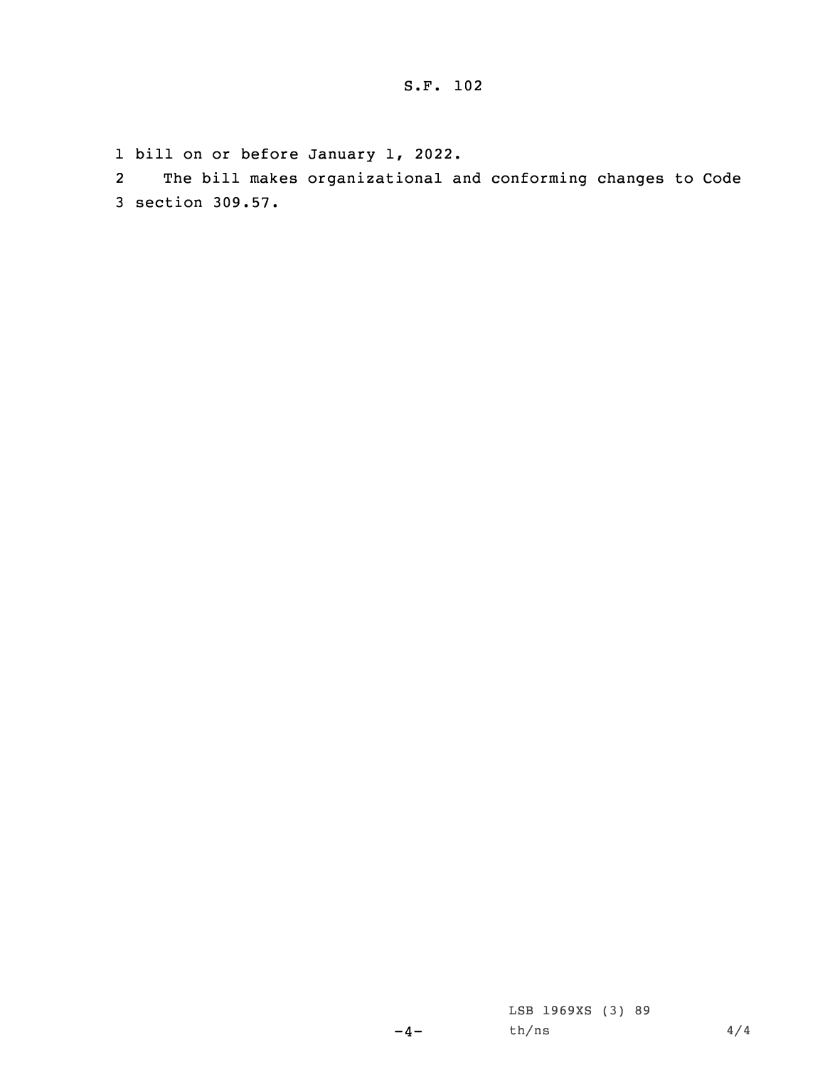bill on or before January 1, 2022.

The bill makes organizational and conforming changes to Code section 309.57.